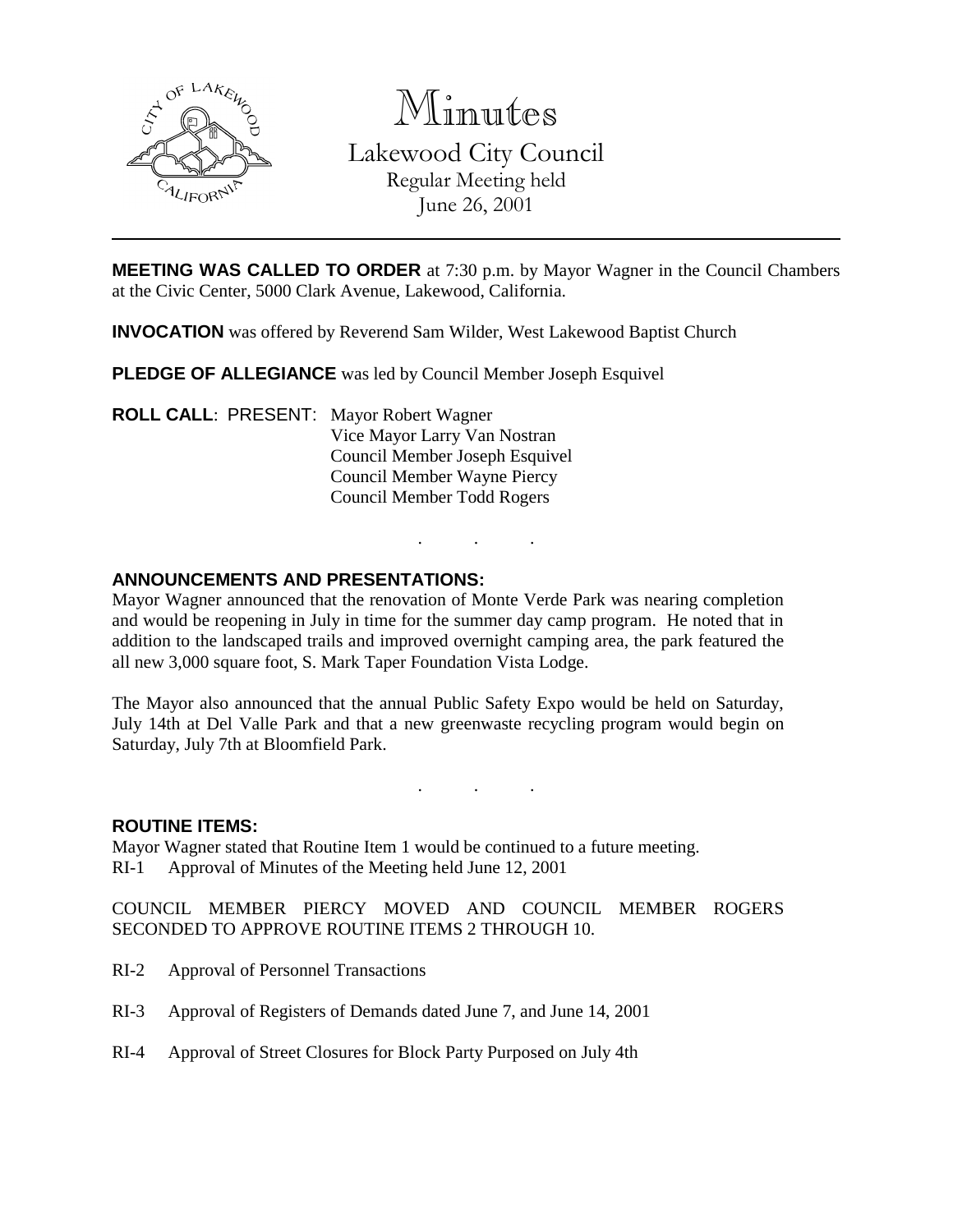# Minutes

Lakewood City Council
Regular Meeting held
June 26, 2001

---

**MEETING WAS CALLED TO ORDER** at 7:30 p.m. by Mayor Wagner in the Council Chambers at the Civic Center, 5000 Clark Avenue, Lakewood, California.

**INVOCATION** was offered by Reverend Sam Wilder, West Lakewood Baptist Church

**PLEDGE OF ALLEGIANCE** was led by Council Member Joseph Esquivel

**ROLL CALL**: PRESENT: Mayor Robert Wagner
Vice Mayor Larry Van Nostran
Council Member Joseph Esquivel
Council Member Wayne Piercy
Council Member Todd Rogers

. . .

**ANNOUNCEMENTS AND PRESENTATIONS:**
Mayor Wagner announced that the renovation of Monte Verde Park was nearing completion and would be reopening in July in time for the summer day camp program. He noted that in addition to the landscaped trails and improved overnight camping area, the park featured the all new 3,000 square foot, S. Mark Taper Foundation Vista Lodge.

The Mayor also announced that the annual Public Safety Expo would be held on Saturday, July 14th at Del Valle Park and that a new greenwaste recycling program would begin on Saturday, July 7th at Bloomfield Park.

. . .

**ROUTINE ITEMS:**
Mayor Wagner stated that Routine Item 1 would be continued to a future meeting.
RI-1 Approval of Minutes of the Meeting held June 12, 2001

COUNCIL MEMBER PIERCY MOVED AND COUNCIL MEMBER ROGERS SECONDED TO APPROVE ROUTINE ITEMS 2 THROUGH 10.

RI-2 Approval of Personnel Transactions

RI-3 Approval of Registers of Demands dated June 7, and June 14, 2001

RI-4 Approval of Street Closures for Block Party Purposed on July 4th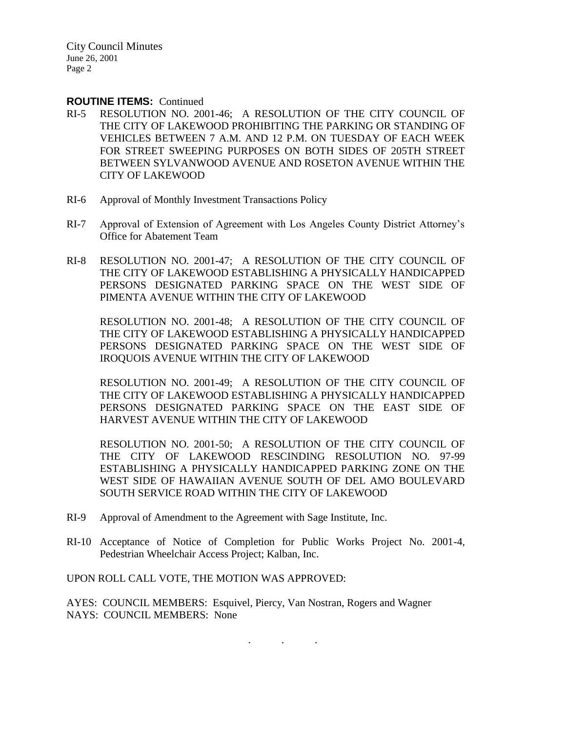**ROUTINE ITEMS:** Continued

RI-5 RESOLUTION NO. 2001-46; A RESOLUTION OF THE CITY COUNCIL OF THE CITY OF LAKEWOOD PROHIBITING THE PARKING OR STANDING OF VEHICLES BETWEEN 7 A.M. AND 12 P.M. ON TUESDAY OF EACH WEEK FOR STREET SWEEPING PURPOSES ON BOTH SIDES OF 205TH STREET BETWEEN SYLVANWOOD AVENUE AND ROSETON AVENUE WITHIN THE CITY OF LAKEWOOD

RI-6 Approval of Monthly Investment Transactions Policy

RI-7 Approval of Extension of Agreement with Los Angeles County District Attorney's Office for Abatement Team

RI-8 RESOLUTION NO. 2001-47; A RESOLUTION OF THE CITY COUNCIL OF THE CITY OF LAKEWOOD ESTABLISHING A PHYSICALLY HANDICAPPED PERSONS DESIGNATED PARKING SPACE ON THE WEST SIDE OF PIMENTA AVENUE WITHIN THE CITY OF LAKEWOOD

RESOLUTION NO. 2001-48; A RESOLUTION OF THE CITY COUNCIL OF THE CITY OF LAKEWOOD ESTABLISHING A PHYSICALLY HANDICAPPED PERSONS DESIGNATED PARKING SPACE ON THE WEST SIDE OF IROQUOIS AVENUE WITHIN THE CITY OF LAKEWOOD

RESOLUTION NO. 2001-49; A RESOLUTION OF THE CITY COUNCIL OF THE CITY OF LAKEWOOD ESTABLISHING A PHYSICALLY HANDICAPPED PERSONS DESIGNATED PARKING SPACE ON THE EAST SIDE OF HARVEST AVENUE WITHIN THE CITY OF LAKEWOOD

RESOLUTION NO. 2001-50; A RESOLUTION OF THE CITY COUNCIL OF THE CITY OF LAKEWOOD RESCINDING RESOLUTION NO. 97-99 ESTABLISHING A PHYSICALLY HANDICAPPED PARKING ZONE ON THE WEST SIDE OF HAWAIIAN AVENUE SOUTH OF DEL AMO BOULEVARD SOUTH SERVICE ROAD WITHIN THE CITY OF LAKEWOOD

RI-9 Approval of Amendment to the Agreement with Sage Institute, Inc.

RI-10 Acceptance of Notice of Completion for Public Works Project No. 2001-4, Pedestrian Wheelchair Access Project; Kalban, Inc.

UPON ROLL CALL VOTE, THE MOTION WAS APPROVED:

AYES: COUNCIL MEMBERS: Esquivel, Piercy, Van Nostran, Rogers and Wagner
NAYS: COUNCIL MEMBERS: None

. . .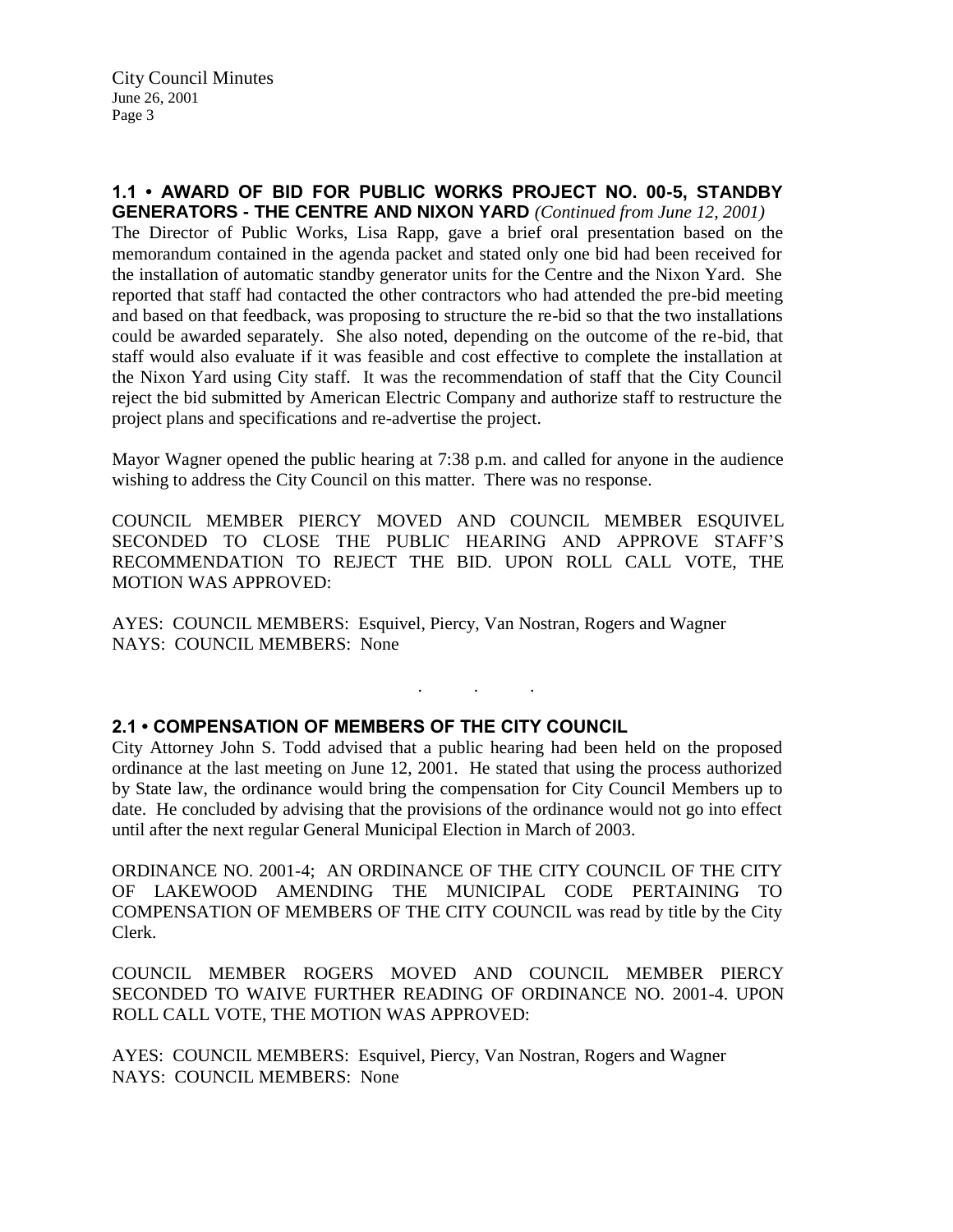### 1.1 • AWARD OF BID FOR PUBLIC WORKS PROJECT NO. 00-5, STANDBY GENERATORS - THE CENTRE AND NIXON YARD *(Continued from June 12, 2001)*

The Director of Public Works, Lisa Rapp, gave a brief oral presentation based on the memorandum contained in the agenda packet and stated only one bid had been received for the installation of automatic standby generator units for the Centre and the Nixon Yard. She reported that staff had contacted the other contractors who had attended the pre-bid meeting and based on that feedback, was proposing to structure the re-bid so that the two installations could be awarded separately. She also noted, depending on the outcome of the re-bid, that staff would also evaluate if it was feasible and cost effective to complete the installation at the Nixon Yard using City staff. It was the recommendation of staff that the City Council reject the bid submitted by American Electric Company and authorize staff to restructure the project plans and specifications and re-advertise the project.

Mayor Wagner opened the public hearing at 7:38 p.m. and called for anyone in the audience wishing to address the City Council on this matter. There was no response.

COUNCIL MEMBER PIERCY MOVED AND COUNCIL MEMBER ESQUIVEL SECONDED TO CLOSE THE PUBLIC HEARING AND APPROVE STAFF'S RECOMMENDATION TO REJECT THE BID. UPON ROLL CALL VOTE, THE MOTION WAS APPROVED:

AYES: COUNCIL MEMBERS: Esquivel, Piercy, Van Nostran, Rogers and Wagner
NAYS: COUNCIL MEMBERS: None

. . .

### 2.1 • COMPENSATION OF MEMBERS OF THE CITY COUNCIL

City Attorney John S. Todd advised that a public hearing had been held on the proposed ordinance at the last meeting on June 12, 2001. He stated that using the process authorized by State law, the ordinance would bring the compensation for City Council Members up to date. He concluded by advising that the provisions of the ordinance would not go into effect until after the next regular General Municipal Election in March of 2003.

ORDINANCE NO. 2001-4; AN ORDINANCE OF THE CITY COUNCIL OF THE CITY OF LAKEWOOD AMENDING THE MUNICIPAL CODE PERTAINING TO COMPENSATION OF MEMBERS OF THE CITY COUNCIL was read by title by the City Clerk.

COUNCIL MEMBER ROGERS MOVED AND COUNCIL MEMBER PIERCY SECONDED TO WAIVE FURTHER READING OF ORDINANCE NO. 2001-4. UPON ROLL CALL VOTE, THE MOTION WAS APPROVED:

AYES: COUNCIL MEMBERS: Esquivel, Piercy, Van Nostran, Rogers and Wagner
NAYS: COUNCIL MEMBERS: None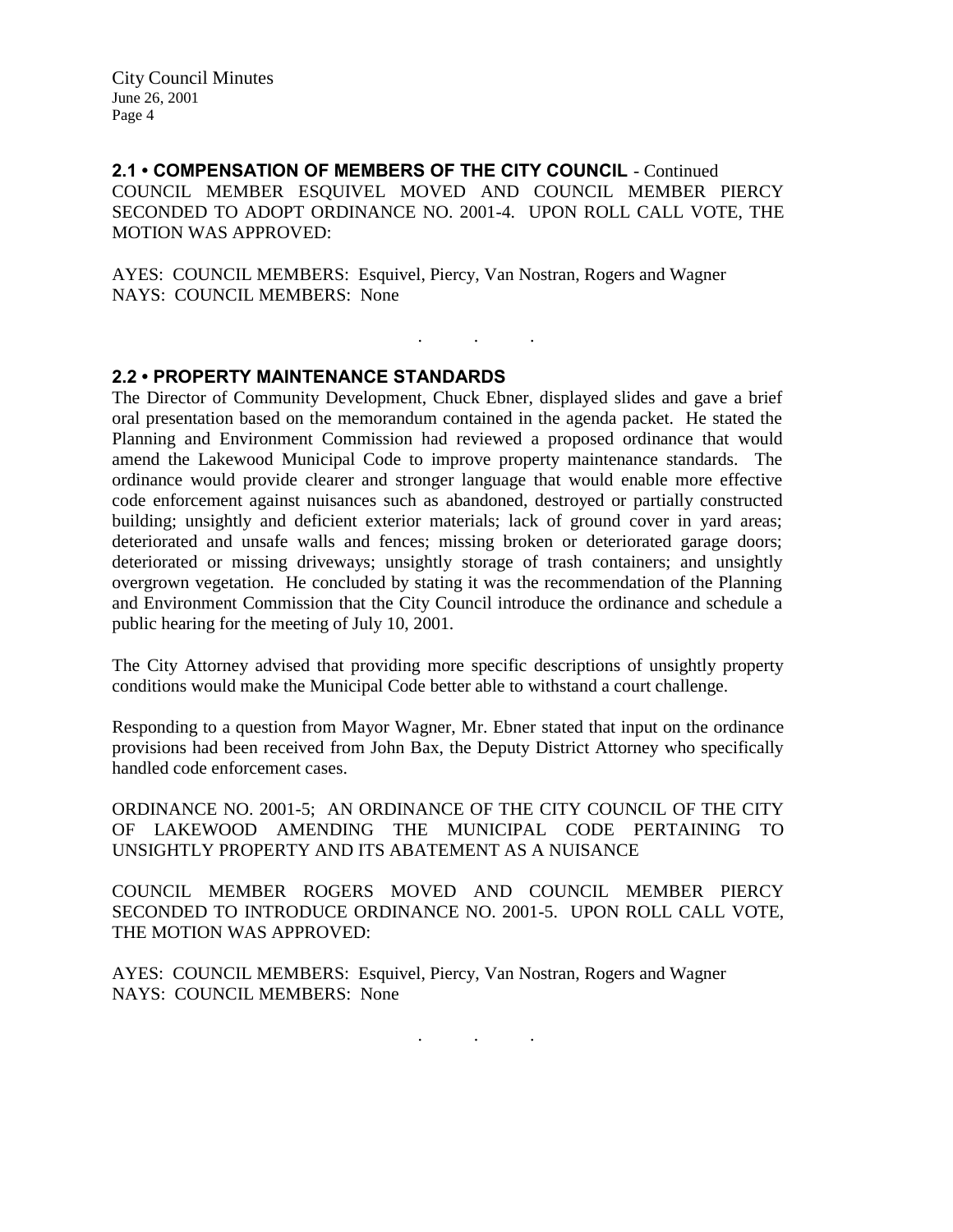## 2.1 • COMPENSATION OF MEMBERS OF THE CITY COUNCIL - Continued

COUNCIL MEMBER ESQUIVEL MOVED AND COUNCIL MEMBER PIERCY SECONDED TO ADOPT ORDINANCE NO. 2001-4. UPON ROLL CALL VOTE, THE MOTION WAS APPROVED:

AYES: COUNCIL MEMBERS: Esquivel, Piercy, Van Nostran, Rogers and Wagner
NAYS: COUNCIL MEMBERS: None

. . .

## 2.2 • PROPERTY MAINTENANCE STANDARDS

The Director of Community Development, Chuck Ebner, displayed slides and gave a brief oral presentation based on the memorandum contained in the agenda packet. He stated the Planning and Environment Commission had reviewed a proposed ordinance that would amend the Lakewood Municipal Code to improve property maintenance standards. The ordinance would provide clearer and stronger language that would enable more effective code enforcement against nuisances such as abandoned, destroyed or partially constructed building; unsightly and deficient exterior materials; lack of ground cover in yard areas; deteriorated and unsafe walls and fences; missing broken or deteriorated garage doors; deteriorated or missing driveways; unsightly storage of trash containers; and unsightly overgrown vegetation. He concluded by stating it was the recommendation of the Planning and Environment Commission that the City Council introduce the ordinance and schedule a public hearing for the meeting of July 10, 2001.

The City Attorney advised that providing more specific descriptions of unsightly property conditions would make the Municipal Code better able to withstand a court challenge.

Responding to a question from Mayor Wagner, Mr. Ebner stated that input on the ordinance provisions had been received from John Bax, the Deputy District Attorney who specifically handled code enforcement cases.

ORDINANCE NO. 2001-5; AN ORDINANCE OF THE CITY COUNCIL OF THE CITY OF LAKEWOOD AMENDING THE MUNICIPAL CODE PERTAINING TO UNSIGHTLY PROPERTY AND ITS ABATEMENT AS A NUISANCE

COUNCIL MEMBER ROGERS MOVED AND COUNCIL MEMBER PIERCY SECONDED TO INTRODUCE ORDINANCE NO. 2001-5. UPON ROLL CALL VOTE, THE MOTION WAS APPROVED:

AYES: COUNCIL MEMBERS: Esquivel, Piercy, Van Nostran, Rogers and Wagner
NAYS: COUNCIL MEMBERS: None

. . .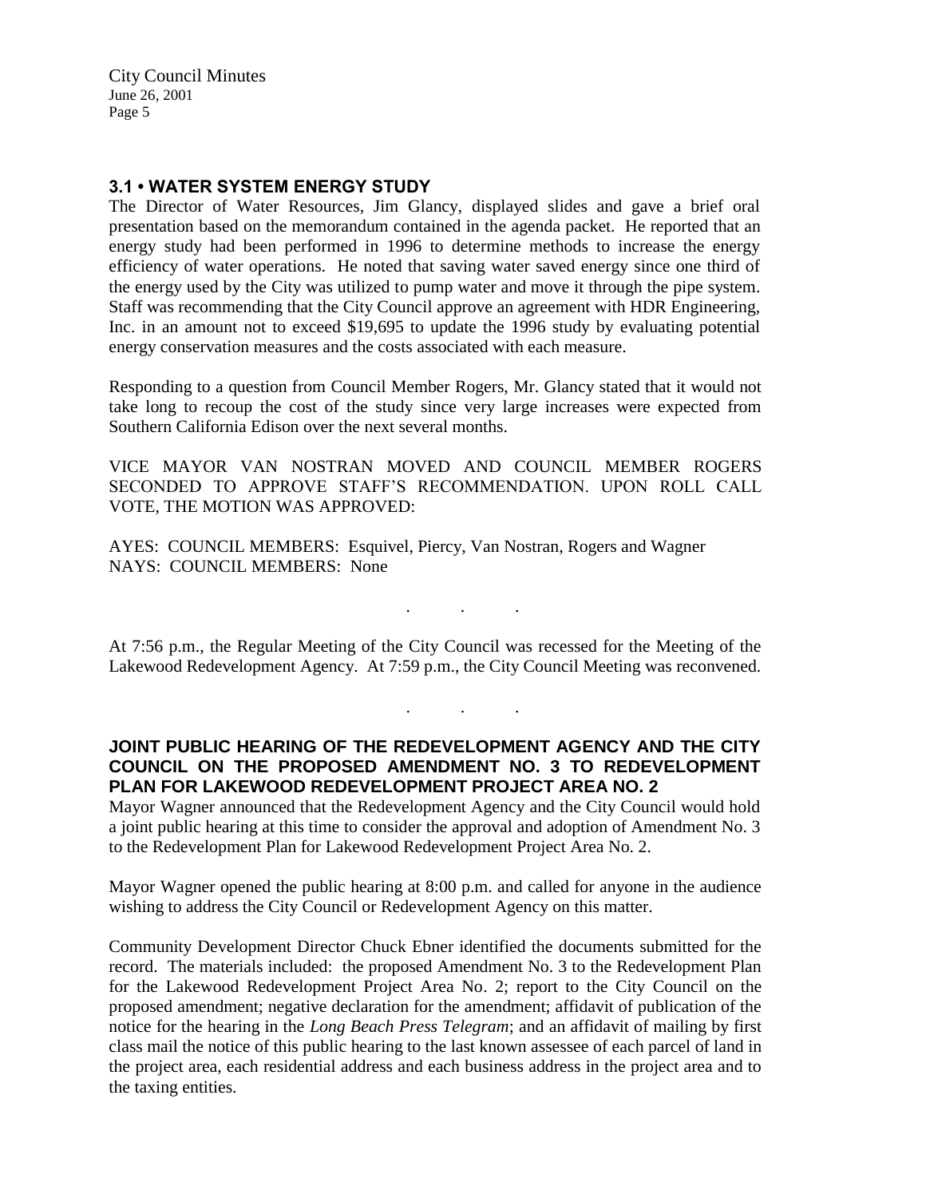### 3.1 • WATER SYSTEM ENERGY STUDY

The Director of Water Resources, Jim Glancy, displayed slides and gave a brief oral presentation based on the memorandum contained in the agenda packet. He reported that an energy study had been performed in 1996 to determine methods to increase the energy efficiency of water operations. He noted that saving water saved energy since one third of the energy used by the City was utilized to pump water and move it through the pipe system. Staff was recommending that the City Council approve an agreement with HDR Engineering, Inc. in an amount not to exceed $19,695 to update the 1996 study by evaluating potential energy conservation measures and the costs associated with each measure.

Responding to a question from Council Member Rogers, Mr. Glancy stated that it would not take long to recoup the cost of the study since very large increases were expected from Southern California Edison over the next several months.

VICE MAYOR VAN NOSTRAN MOVED AND COUNCIL MEMBER ROGERS SECONDED TO APPROVE STAFF'S RECOMMENDATION. UPON ROLL CALL VOTE, THE MOTION WAS APPROVED:

AYES: COUNCIL MEMBERS: Esquivel, Piercy, Van Nostran, Rogers and Wagner
NAYS: COUNCIL MEMBERS: None

. . .

At 7:56 p.m., the Regular Meeting of the City Council was recessed for the Meeting of the Lakewood Redevelopment Agency. At 7:59 p.m., the City Council Meeting was reconvened.

. . .

### JOINT PUBLIC HEARING OF THE REDEVELOPMENT AGENCY AND THE CITY COUNCIL ON THE PROPOSED AMENDMENT NO. 3 TO REDEVELOPMENT PLAN FOR LAKEWOOD REDEVELOPMENT PROJECT AREA NO. 2

Mayor Wagner announced that the Redevelopment Agency and the City Council would hold a joint public hearing at this time to consider the approval and adoption of Amendment No. 3 to the Redevelopment Plan for Lakewood Redevelopment Project Area No. 2.

Mayor Wagner opened the public hearing at 8:00 p.m. and called for anyone in the audience wishing to address the City Council or Redevelopment Agency on this matter.

Community Development Director Chuck Ebner identified the documents submitted for the record. The materials included: the proposed Amendment No. 3 to the Redevelopment Plan for the Lakewood Redevelopment Project Area No. 2; report to the City Council on the proposed amendment; negative declaration for the amendment; affidavit of publication of the notice for the hearing in the *Long Beach Press Telegram*; and an affidavit of mailing by first class mail the notice of this public hearing to the last known assessee of each parcel of land in the project area, each residential address and each business address in the project area and to the taxing entities.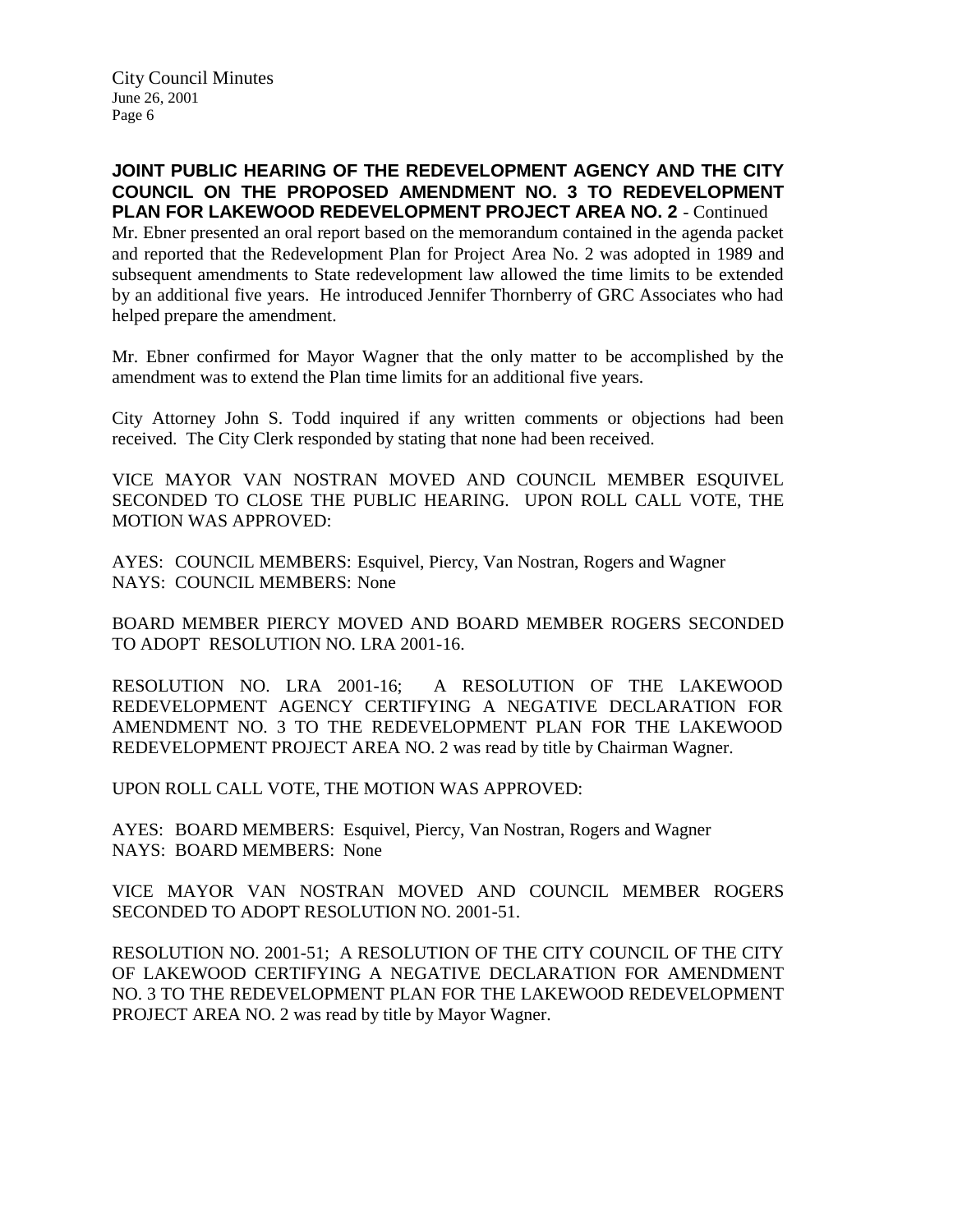**JOINT PUBLIC HEARING OF THE REDEVELOPMENT AGENCY AND THE CITY COUNCIL ON THE PROPOSED AMENDMENT NO. 3 TO REDEVELOPMENT PLAN FOR LAKEWOOD REDEVELOPMENT PROJECT AREA NO. 2** - Continued

Mr. Ebner presented an oral report based on the memorandum contained in the agenda packet and reported that the Redevelopment Plan for Project Area No. 2 was adopted in 1989 and subsequent amendments to State redevelopment law allowed the time limits to be extended by an additional five years. He introduced Jennifer Thornberry of GRC Associates who had helped prepare the amendment.

Mr. Ebner confirmed for Mayor Wagner that the only matter to be accomplished by the amendment was to extend the Plan time limits for an additional five years.

City Attorney John S. Todd inquired if any written comments or objections had been received. The City Clerk responded by stating that none had been received.

VICE MAYOR VAN NOSTRAN MOVED AND COUNCIL MEMBER ESQUIVEL SECONDED TO CLOSE THE PUBLIC HEARING. UPON ROLL CALL VOTE, THE MOTION WAS APPROVED:

AYES: COUNCIL MEMBERS: Esquivel, Piercy, Van Nostran, Rogers and Wagner
NAYS: COUNCIL MEMBERS: None

BOARD MEMBER PIERCY MOVED AND BOARD MEMBER ROGERS SECONDED TO ADOPT RESOLUTION NO. LRA 2001-16.

RESOLUTION NO. LRA 2001-16; A RESOLUTION OF THE LAKEWOOD REDEVELOPMENT AGENCY CERTIFYING A NEGATIVE DECLARATION FOR AMENDMENT NO. 3 TO THE REDEVELOPMENT PLAN FOR THE LAKEWOOD REDEVELOPMENT PROJECT AREA NO. 2 was read by title by Chairman Wagner.

UPON ROLL CALL VOTE, THE MOTION WAS APPROVED:

AYES: BOARD MEMBERS: Esquivel, Piercy, Van Nostran, Rogers and Wagner
NAYS: BOARD MEMBERS: None

VICE MAYOR VAN NOSTRAN MOVED AND COUNCIL MEMBER ROGERS SECONDED TO ADOPT RESOLUTION NO. 2001-51.

RESOLUTION NO. 2001-51; A RESOLUTION OF THE CITY COUNCIL OF THE CITY OF LAKEWOOD CERTIFYING A NEGATIVE DECLARATION FOR AMENDMENT NO. 3 TO THE REDEVELOPMENT PLAN FOR THE LAKEWOOD REDEVELOPMENT PROJECT AREA NO. 2 was read by title by Mayor Wagner.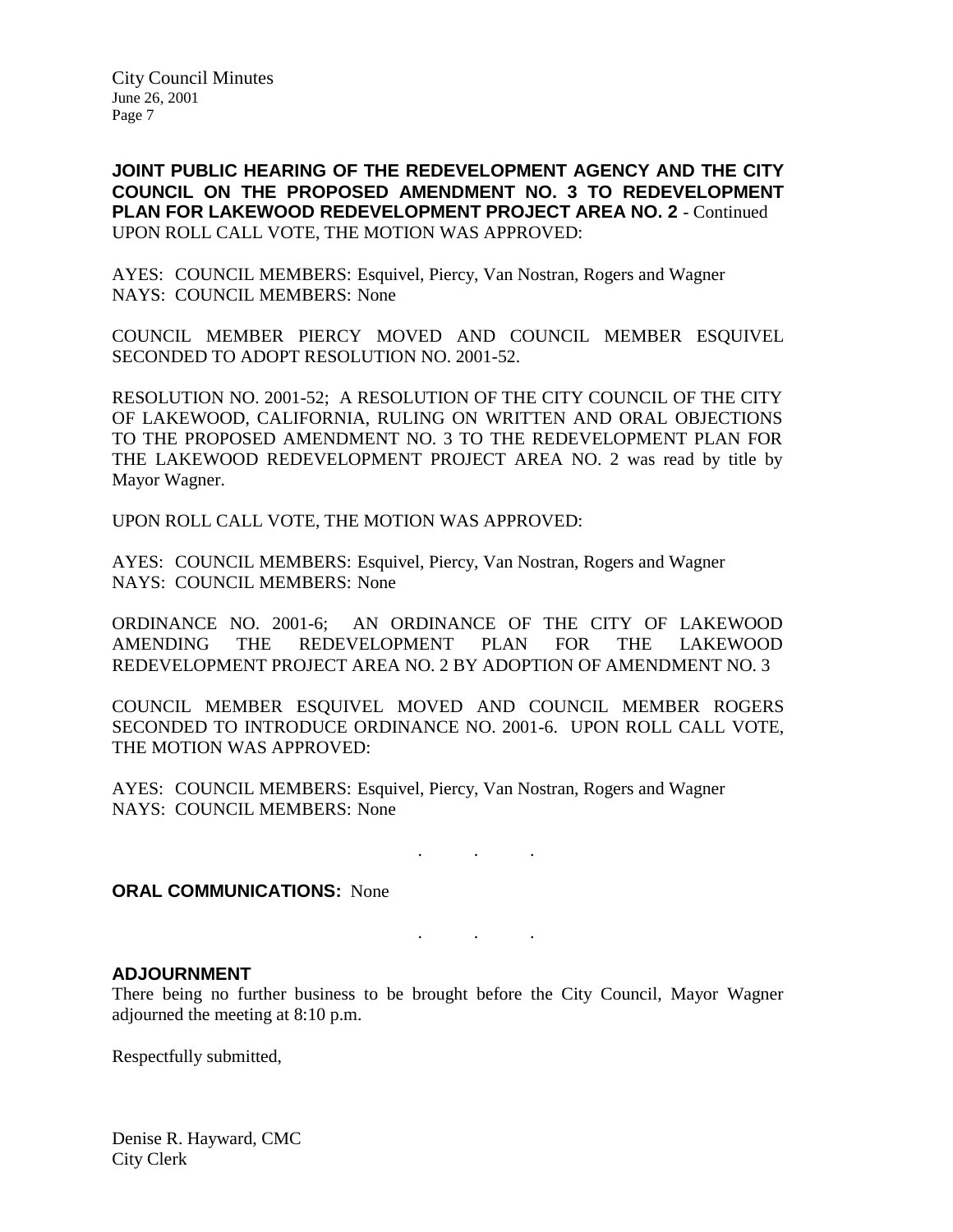**JOINT PUBLIC HEARING OF THE REDEVELOPMENT AGENCY AND THE CITY COUNCIL ON THE PROPOSED AMENDMENT NO. 3 TO REDEVELOPMENT PLAN FOR LAKEWOOD REDEVELOPMENT PROJECT AREA NO. 2** - Continued
UPON ROLL CALL VOTE, THE MOTION WAS APPROVED:

AYES: COUNCIL MEMBERS: Esquivel, Piercy, Van Nostran, Rogers and Wagner
NAYS: COUNCIL MEMBERS: None

COUNCIL MEMBER PIERCY MOVED AND COUNCIL MEMBER ESQUIVEL SECONDED TO ADOPT RESOLUTION NO. 2001-52.

RESOLUTION NO. 2001-52; A RESOLUTION OF THE CITY COUNCIL OF THE CITY OF LAKEWOOD, CALIFORNIA, RULING ON WRITTEN AND ORAL OBJECTIONS TO THE PROPOSED AMENDMENT NO. 3 TO THE REDEVELOPMENT PLAN FOR THE LAKEWOOD REDEVELOPMENT PROJECT AREA NO. 2 was read by title by Mayor Wagner.

UPON ROLL CALL VOTE, THE MOTION WAS APPROVED:

AYES: COUNCIL MEMBERS: Esquivel, Piercy, Van Nostran, Rogers and Wagner
NAYS: COUNCIL MEMBERS: None

ORDINANCE NO. 2001-6; AN ORDINANCE OF THE CITY OF LAKEWOOD AMENDING THE REDEVELOPMENT PLAN FOR THE LAKEWOOD REDEVELOPMENT PROJECT AREA NO. 2 BY ADOPTION OF AMENDMENT NO. 3

COUNCIL MEMBER ESQUIVEL MOVED AND COUNCIL MEMBER ROGERS SECONDED TO INTRODUCE ORDINANCE NO. 2001-6. UPON ROLL CALL VOTE, THE MOTION WAS APPROVED:

AYES: COUNCIL MEMBERS: Esquivel, Piercy, Van Nostran, Rogers and Wagner
NAYS: COUNCIL MEMBERS: None

. . .

**ORAL COMMUNICATIONS:** None

. . .

**ADJOURNMENT**
There being no further business to be brought before the City Council, Mayor Wagner adjourned the meeting at 8:10 p.m.

Respectfully submitted,

Denise R. Hayward, CMC
City Clerk